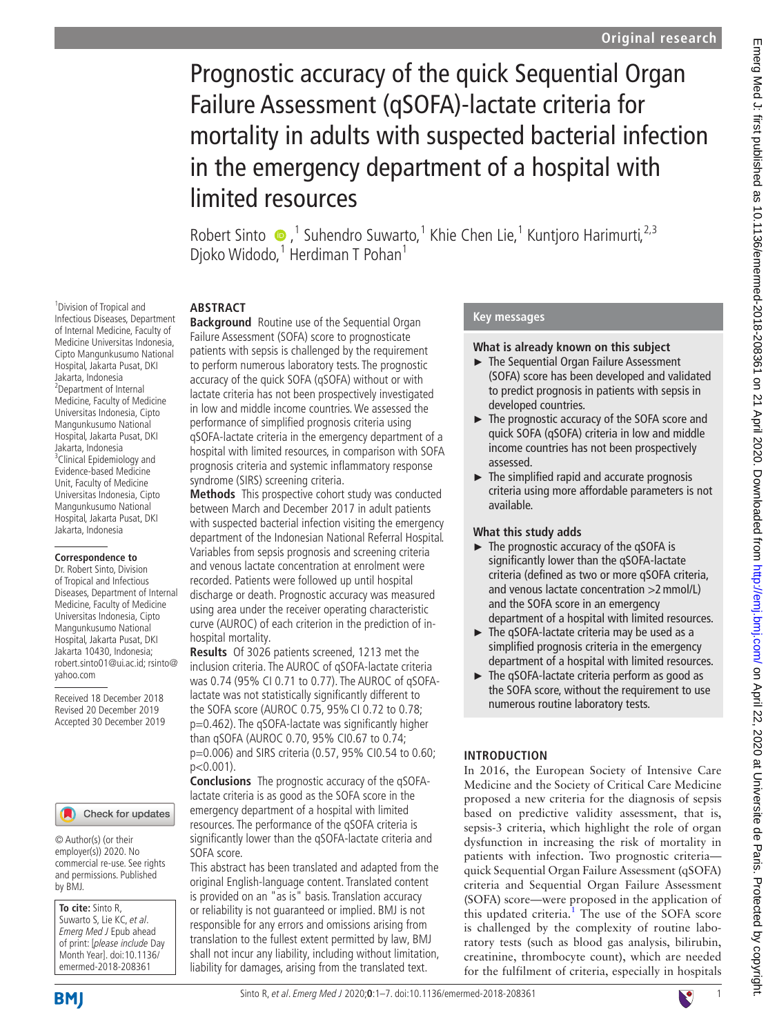Original research

# Prognostic accuracy of the quick Sequential Organ Failure Assessment (qSOFA)-lactate criteria for mortality in adults with suspected bacterial infection in the emergency department of a hospital with limited resources

Robert Sinto,[1] Suhendro Suwarto,[1] Khie Chen Lie,[1] Kuntjoro Harimurti,[2,3] Djoko Widodo,[1] Herdiman T Pohan[1]

[1]Division of Tropical and Infectious Diseases, Department of Internal Medicine, Faculty of Medicine Universitas Indonesia, Cipto Mangunkusumo National Hospital, Jakarta Pusat, DKI Jakarta, Indonesia
[2]Department of Internal Medicine, Faculty of Medicine Universitas Indonesia, Cipto Mangunkusumo National Hospital, Jakarta Pusat, DKI Jakarta, Indonesia
[3]Clinical Epidemiology and Evidence-based Medicine Unit, Faculty of Medicine Universitas Indonesia, Cipto Mangunkusumo National Hospital, Jakarta Pusat, DKI Jakarta, Indonesia

**Correspondence to**
Dr. Robert Sinto, Division of Tropical and Infectious Diseases, Department of Internal Medicine, Faculty of Medicine Universitas Indonesia, Cipto Mangunkusumo National Hospital, Jakarta Pusat, DKI Jakarta 10430, Indonesia; robert.sinto01@ui.ac.id; rsinto@yahoo.com

Received 18 December 2018
Revised 20 December 2019
Accepted 30 December 2019

© Author(s) (or their employer(s)) 2020. No commercial re-use. See rights and permissions. Published by BMJ.

**To cite:** Sinto R, Suwarto S, Lie KC, *et al*. *Emerg Med J* Epub ahead of print: [*please include* Day Month Year]. doi:10.1136/emermed-2018-208361

## ABSTRACT

**Background** Routine use of the Sequential Organ Failure Assessment (SOFA) score to prognosticate patients with sepsis is challenged by the requirement to perform numerous laboratory tests. The prognostic accuracy of the quick SOFA (qSOFA) without or with lactate criteria has not been prospectively investigated in low and middle income countries. We assessed the performance of simplified prognosis criteria using qSOFA-lactate criteria in the emergency department of a hospital with limited resources, in comparison with SOFA prognosis criteria and systemic inflammatory response syndrome (SIRS) screening criteria.

**Methods** This prospective cohort study was conducted between March and December 2017 in adult patients with suspected bacterial infection visiting the emergency department of the Indonesian National Referral Hospital. Variables from sepsis prognosis and screening criteria and venous lactate concentration at enrolment were recorded. Patients were followed up until hospital discharge or death. Prognostic accuracy was measured using area under the receiver operating characteristic curve (AUROC) of each criterion in the prediction of in-hospital mortality.

**Results** Of 3026 patients screened, 1213 met the inclusion criteria. The AUROC of qSOFA-lactate criteria was 0.74 (95% CI 0.71 to 0.77). The AUROC of qSOFA-lactate was not statistically significantly different to the SOFA score (AUROC 0.75, 95% CI 0.72 to 0.78; p=0.462). The qSOFA-lactate was significantly higher than qSOFA (AUROC 0.70, 95% CI0.67 to 0.74; p=0.006) and SIRS criteria (0.57, 95% CI0.54 to 0.60; p<0.001).

**Conclusions** The prognostic accuracy of the qSOFA-lactate criteria is as good as the SOFA score in the emergency department of a hospital with limited resources. The performance of the qSOFA criteria is significantly lower than the qSOFA-lactate criteria and SOFA score.

This abstract has been translated and adapted from the original English-language content. Translated content is provided on an "as is" basis. Translation accuracy or reliability is not guaranteed or implied. BMJ is not responsible for any errors and omissions arising from translation to the fullest extent permitted by law, BMJ shall not incur any liability, including without limitation, liability for damages, arising from the translated text.

## Key messages

### What is already known on this subject

- The Sequential Organ Failure Assessment (SOFA) score has been developed and validated to predict prognosis in patients with sepsis in developed countries.
- The prognostic accuracy of the SOFA score and quick SOFA (qSOFA) criteria in low and middle income countries has not been prospectively assessed.
- The simplified rapid and accurate prognosis criteria using more affordable parameters is not available.

### What this study adds

- The prognostic accuracy of the qSOFA is significantly lower than the qSOFA-lactate criteria (defined as two or more qSOFA criteria, and venous lactate concentration >2 mmol/L) and the SOFA score in an emergency department of a hospital with limited resources.
- The qSOFA-lactate criteria may be used as a simplified prognosis criteria in the emergency department of a hospital with limited resources.
- The qSOFA-lactate criteria perform as good as the SOFA score, without the requirement to use numerous routine laboratory tests.

## INTRODUCTION

In 2016, the European Society of Intensive Care Medicine and the Society of Critical Care Medicine proposed a new criteria for the diagnosis of sepsis based on predictive validity assessment, that is, sepsis-3 criteria, which highlight the role of organ dysfunction in increasing the risk of mortality in patients with infection. Two prognostic criteria—quick Sequential Organ Failure Assessment (qSOFA) criteria and Sequential Organ Failure Assessment (SOFA) score—were proposed in the application of this updated criteria.[1] The use of the SOFA score is challenged by the complexity of routine laboratory tests (such as blood gas analysis, bilirubin, creatinine, thrombocyte count), which are needed for the fulfilment of criteria, especially in hospitals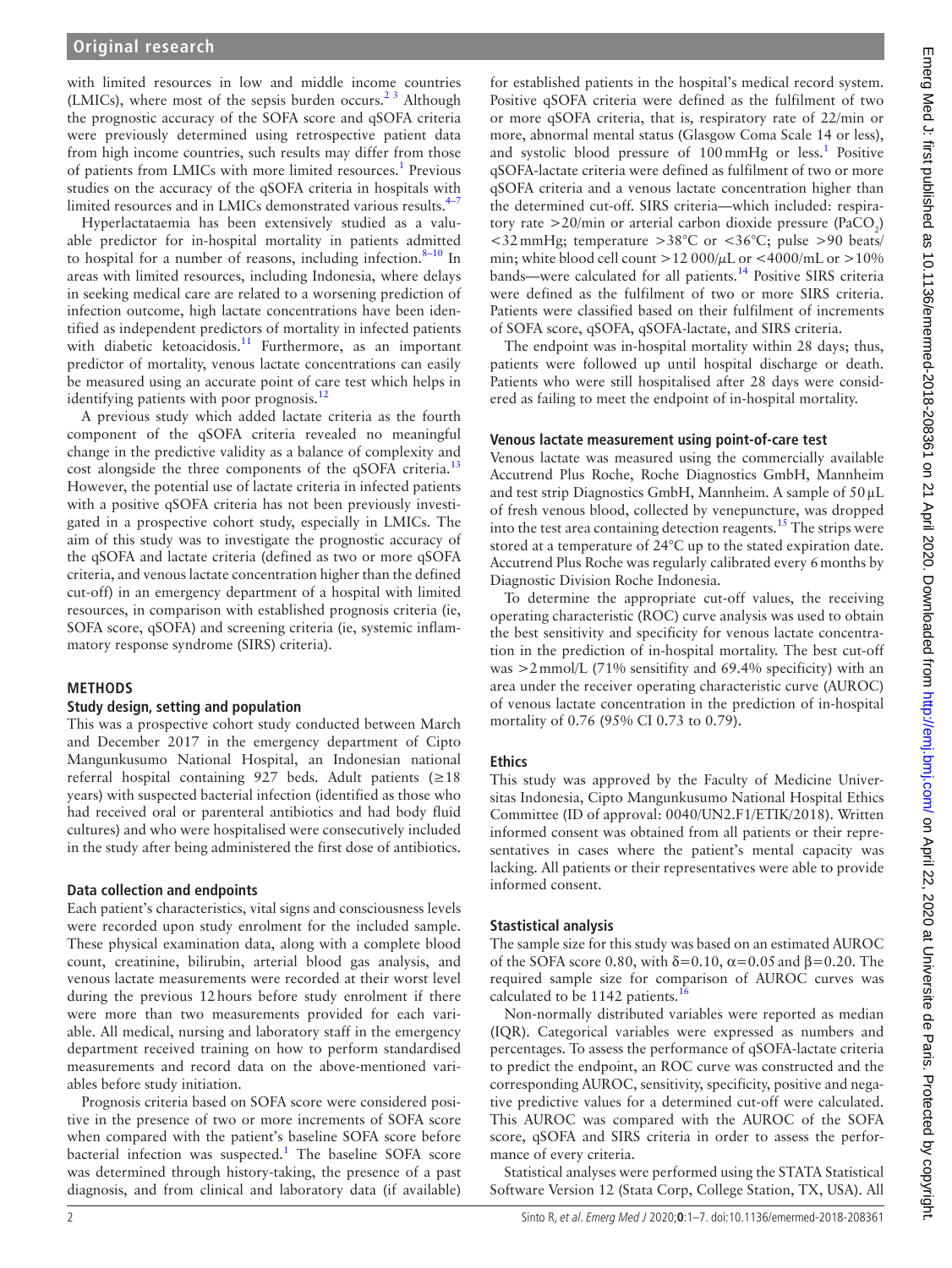with limited resources in low and middle income countries (LMICs), where most of the sepsis burden occurs.[2 3] Although the prognostic accuracy of the SOFA score and qSOFA criteria were previously determined using retrospective patient data from high income countries, such results may differ from those of patients from LMICs with more limited resources.[1] Previous studies on the accuracy of the qSOFA criteria in hospitals with limited resources and in LMICs demonstrated various results.[4–7]

Hyperlactataemia has been extensively studied as a valuable predictor for in-hospital mortality in patients admitted to hospital for a number of reasons, including infection.[8–10] In areas with limited resources, including Indonesia, where delays in seeking medical care are related to a worsening prediction of infection outcome, high lactate concentrations have been identified as independent predictors of mortality in infected patients with diabetic ketoacidosis.[11] Furthermore, as an important predictor of mortality, venous lactate concentrations can easily be measured using an accurate point of care test which helps in identifying patients with poor prognosis.[12]

A previous study which added lactate criteria as the fourth component of the qSOFA criteria revealed no meaningful change in the predictive validity as a balance of complexity and cost alongside the three components of the qSOFA criteria.[13] However, the potential use of lactate criteria in infected patients with a positive qSOFA criteria has not been previously investigated in a prospective cohort study, especially in LMICs. The aim of this study was to investigate the prognostic accuracy of the qSOFA and lactate criteria (defined as two or more qSOFA criteria, and venous lactate concentration higher than the defined cut-off) in an emergency department of a hospital with limited resources, in comparison with established prognosis criteria (ie, SOFA score, qSOFA) and screening criteria (ie, systemic inflammatory response syndrome (SIRS) criteria).

## METHODS

### Study design, setting and population

This was a prospective cohort study conducted between March and December 2017 in the emergency department of Cipto Mangunkusumo National Hospital, an Indonesian national referral hospital containing 927 beds. Adult patients (≥18 years) with suspected bacterial infection (identified as those who had received oral or parenteral antibiotics and had body fluid cultures) and who were hospitalised were consecutively included in the study after being administered the first dose of antibiotics.

### Data collection and endpoints

Each patient's characteristics, vital signs and consciousness levels were recorded upon study enrolment for the included sample. These physical examination data, along with a complete blood count, creatinine, bilirubin, arterial blood gas analysis, and venous lactate measurements were recorded at their worst level during the previous 12 hours before study enrolment if there were more than two measurements provided for each variable. All medical, nursing and laboratory staff in the emergency department received training on how to perform standardised measurements and record data on the above-mentioned variables before study initiation.

Prognosis criteria based on SOFA score were considered positive in the presence of two or more increments of SOFA score when compared with the patient's baseline SOFA score before bacterial infection was suspected.[1] The baseline SOFA score was determined through history-taking, the presence of a past diagnosis, and from clinical and laboratory data (if available) for established patients in the hospital's medical record system. Positive qSOFA criteria were defined as the fulfilment of two or more qSOFA criteria, that is, respiratory rate of 22/min or more, abnormal mental status (Glasgow Coma Scale 14 or less), and systolic blood pressure of 100 mm Hg or less.[1] Positive qSOFA-lactate criteria were defined as fulfilment of two or more qSOFA criteria and a venous lactate concentration higher than the determined cut-off. SIRS criteria—which included: respiratory rate >20/min or arterial carbon dioxide pressure ($PaCO_2$) <32 mm Hg; temperature >38°C or <36°C; pulse >90 beats/min; white blood cell count >12 000/µL or <4000/mL or >10% bands—were calculated for all patients.[14] Positive SIRS criteria were defined as the fulfilment of two or more SIRS criteria. Patients were classified based on their fulfilment of increments of SOFA score, qSOFA, qSOFA-lactate, and SIRS criteria.

The endpoint was in-hospital mortality within 28 days; thus, patients were followed up until hospital discharge or death. Patients who were still hospitalised after 28 days were considered as failing to meet the endpoint of in-hospital mortality.

### Venous lactate measurement using point-of-care test

Venous lactate was measured using the commercially available Accutrend Plus Roche, Roche Diagnostics GmbH, Mannheim and test strip Diagnostics GmbH, Mannheim. A sample of 50 µL of fresh venous blood, collected by venepuncture, was dropped into the test area containing detection reagents.[15] The strips were stored at a temperature of 24°C up to the stated expiration date. Accutrend Plus Roche was regularly calibrated every 6 months by Diagnostic Division Roche Indonesia.

To determine the appropriate cut-off values, the receiving operating characteristic (ROC) curve analysis was used to obtain the best sensitivity and specificity for venous lactate concentration in the prediction of in-hospital mortality. The best cut-off was >2 mmol/L (71% sensitivity and 69.4% specificity) with an area under the receiver operating characteristic curve (AUROC) of venous lactate concentration in the prediction of in-hospital mortality of 0.76 (95% CI 0.73 to 0.79).

### Ethics

This study was approved by the Faculty of Medicine Universitas Indonesia, Cipto Mangunkusumo National Hospital Ethics Committee (ID of approval: 0040/UN2.F1/ETIK/2018). Written informed consent was obtained from all patients or their representatives in cases where the patient's mental capacity was lacking. All patients or their representatives were able to provide informed consent.

### Stastistical analysis

The sample size for this study was based on an estimated AUROC of the SOFA score 0.80, with $\delta=0.10$, $\alpha=0.05$ and $\beta=0.20$. The required sample size for comparison of AUROC curves was calculated to be 1142 patients.[16]

Non-normally distributed variables were reported as median (IQR). Categorical variables were expressed as numbers and percentages. To assess the performance of qSOFA-lactate criteria to predict the endpoint, an ROC curve was constructed and the corresponding AUROC, sensitivity, specificity, positive and negative predictive values for a determined cut-off were calculated. This AUROC was compared with the AUROC of the SOFA score, qSOFA and SIRS criteria in order to assess the performance of every criteria.

Statistical analyses were performed using the STATA Statistical Software Version 12 (Stata Corp, College Station, TX, USA). All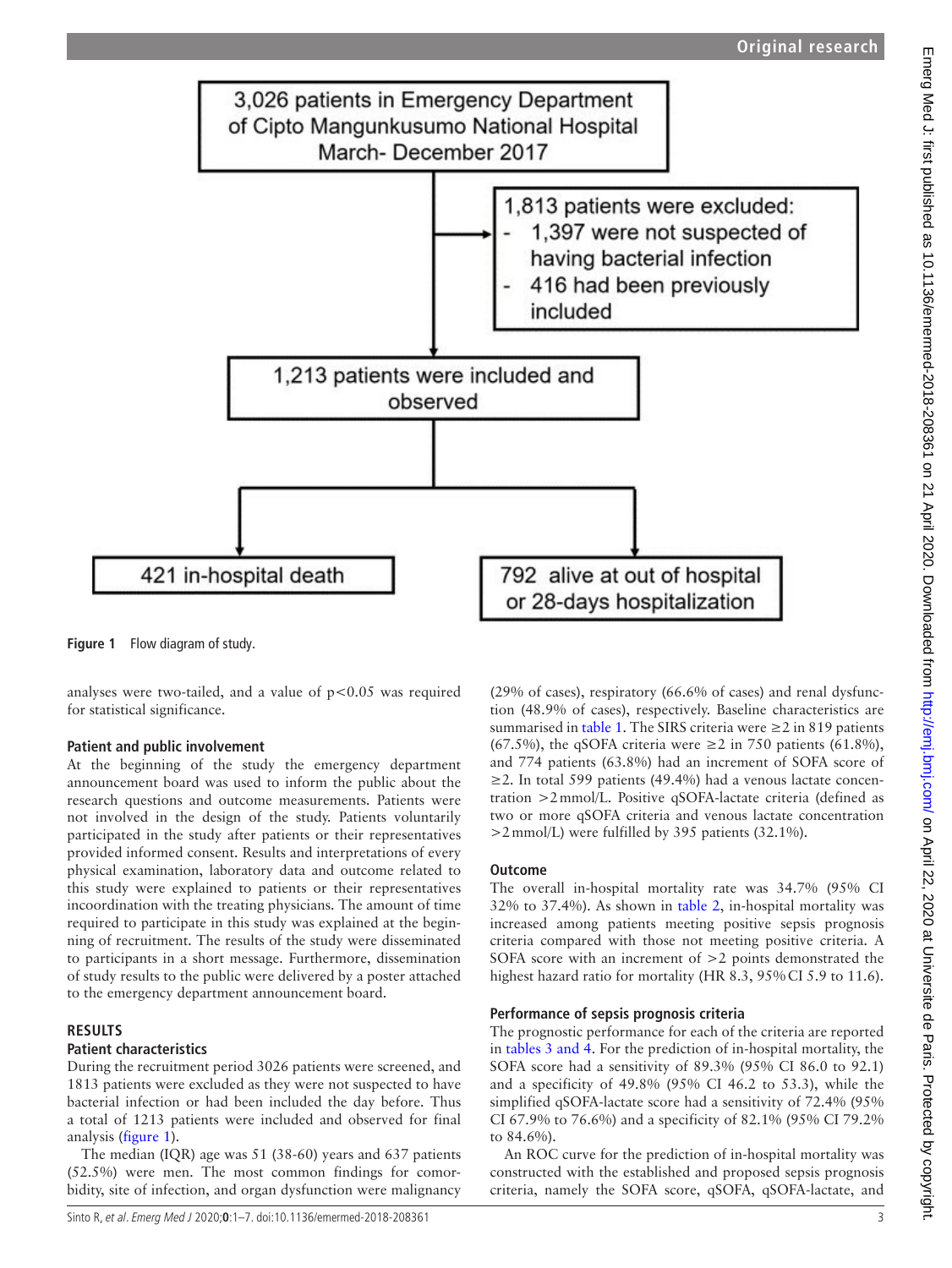3,026 patients in Emergency Department of Cipto Mangunkusumo National Hospital March- December 2017

1,813 patients were excluded:
- 1,397 were not suspected of having bacterial infection
- 416 had been previously included

1,213 patients were included and observed

421 in-hospital death

792 alive at out of hospital or 28-days hospitalization

**Figure 1** Flow diagram of study.

analyses were two-tailed, and a value of p<0.05 was required for statistical significance.

### Patient and public involvement

At the beginning of the study the emergency department announcement board was used to inform the public about the research questions and outcome measurements. Patients were not involved in the design of the study. Patients voluntarily participated in the study after patients or their representatives provided informed consent. Results and interpretations of every physical examination, laboratory data and outcome related to this study were explained to patients or their representatives incoordination with the treating physicians. The amount of time required to participate in this study was explained at the beginning of recruitment. The results of the study were disseminated to participants in a short message. Furthermore, dissemination of study results to the public were delivered by a poster attached to the emergency department announcement board.

## RESULTS

### Patient characteristics

During the recruitment period 3026 patients were screened, and 1813 patients were excluded as they were not suspected to have bacterial infection or had been included the day before. Thus a total of 1213 patients were included and observed for final analysis (figure 1).

The median (IQR) age was 51 (38-60) years and 637 patients (52.5%) were men. The most common findings for comorbidity, site of infection, and organ dysfunction were malignancy (29% of cases), respiratory (66.6% of cases) and renal dysfunction (48.9% of cases), respectively. Baseline characteristics are summarised in table 1. The SIRS criteria were ≥2 in 819 patients (67.5%), the qSOFA criteria were ≥2 in 750 patients (61.8%), and 774 patients (63.8%) had an increment of SOFA score of ≥2. In total 599 patients (49.4%) had a venous lactate concentration >2 mmol/L. Positive qSOFA-lactate criteria (defined as two or more qSOFA criteria and venous lactate concentration >2 mmol/L) were fulfilled by 395 patients (32.1%).

### Outcome

The overall in-hospital mortality rate was 34.7% (95% CI 32% to 37.4%). As shown in table 2, in-hospital mortality was increased among patients meeting positive sepsis prognosis criteria compared with those not meeting positive criteria. A SOFA score with an increment of >2 points demonstrated the highest hazard ratio for mortality (HR 8.3, 95% CI 5.9 to 11.6).

### Performance of sepsis prognosis criteria

The prognostic performance for each of the criteria are reported in tables 3 and 4. For the prediction of in-hospital mortality, the SOFA score had a sensitivity of 89.3% (95% CI 86.0 to 92.1) and a specificity of 49.8% (95% CI 46.2 to 53.3), while the simplified qSOFA-lactate score had a sensitivity of 72.4% (95% CI 67.9% to 76.6%) and a specificity of 82.1% (95% CI 79.2% to 84.6%).

An ROC curve for the prediction of in-hospital mortality was constructed with the established and proposed sepsis prognosis criteria, namely the SOFA score, qSOFA, qSOFA-lactate, and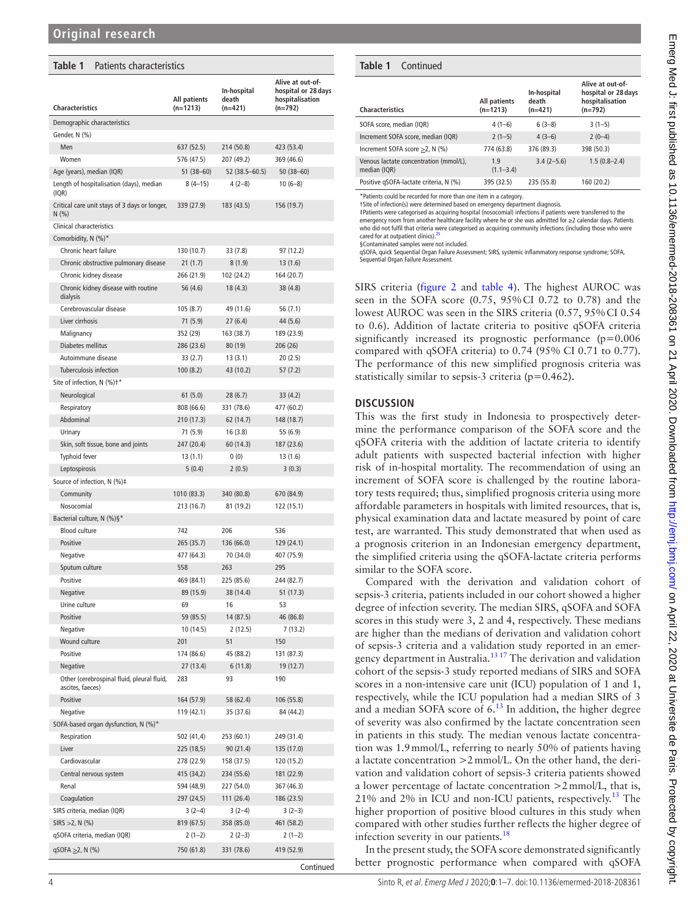**Table 1** Patients characteristics

| Characteristics | All patients (n=1213) | In-hospital death (n=421) | Alive at out-of-hospital or 28 days hospitalisation (n=792) |
|---|---|---|---|
| Demographic characteristics | | | |
| Gender, N (%) | | | |
| Men | 637 (52.5) | 214 (50.8) | 423 (53.4) |
| Women | 576 (47.5) | 207 (49.2) | 369 (46.6) |
| Age (years), median (IQR) | 51 (38–60) | 52 (38.5–60.5) | 50 (38–60) |
| Length of hospitalisation (days), median (IQR) | 8 (4–15) | 4 (2–8) | 10 (6–8) |
| Critical care unit stays of 3 days or longer, N (%) | 339 (27.9) | 183 (43.5) | 156 (19.7) |
| Clinical characteristics | | | |
| Comorbidity, N (%)* | | | |
| Chronic heart failure | 130 (10.7) | 33 (7.8) | 97 (12.2) |
| Chronic obstructive pulmonary disease | 21 (1.7) | 8 (1.9) | 13 (1.6) |
| Chronic kidney disease | 266 (21.9) | 102 (24.2) | 164 (20.7) |
| Chronic kidney disease with routine dialysis | 56 (4.6) | 18 (4.3) | 38 (4.8) |
| Cerebrovascular disease | 105 (8.7) | 49 (11.6) | 56 (7.1) |
| Liver cirrhosis | 71 (5.9) | 27 (6.4) | 44 (5.6) |
| Malignancy | 352 (29) | 163 (38.7) | 189 (23.9) |
| Diabetes mellitus | 286 (23.6) | 80 (19) | 206 (26) |
| Autoimmune disease | 33 (2.7) | 13 (3.1) | 20 (2.5) |
| Tuberculosis infection | 100 (8.2) | 43 (10.2) | 57 (7.2) |
| Site of infection, N (%)†* | | | |
| Neurological | 61 (5.0) | 28 (6.7) | 33 (4.2) |
| Respiratory | 808 (66.6) | 331 (78.6) | 477 (60.2) |
| Abdominal | 210 (17.3) | 62 (14.7) | 148 (18.7) |
| Urinary | 71 (5.9) | 16 (3.8) | 55 (6.9) |
| Skin, soft tissue, bone and joints | 247 (20.4) | 60 (14.3) | 187 (23.6) |
| Typhoid fever | 13 (1.1) | 0 (0) | 13 (1.6) |
| Leptospirosis | 5 (0.4) | 2 (0.5) | 3 (0.3) |
| Source of infection, N (%)‡ | | | |
| Community | 1010 (83.3) | 340 (80.8) | 670 (84.9) |
| Nosocomial | 213 (16.7) | 81 (19.2) | 122 (15.1) |
| Bacterial culture, N (%)§* | | | |
| Blood culture | 742 | 206 | 536 |
| Positive | 265 (35.7) | 136 (66.0) | 129 (24.1) |
| Negative | 477 (64.3) | 70 (34.0) | 407 (75.9) |
| Sputum culture | 558 | 263 | 295 |
| Positive | 469 (84.1) | 225 (85.6) | 244 (82.7) |
| Negative | 89 (15.9) | 38 (14.4) | 51 (17.3) |
| Urine culture | 69 | 16 | 53 |
| Positive | 59 (85.5) | 14 (87.5) | 46 (86.8) |
| Negative | 10 (14.5) | 2 (12.5) | 7 (13.2) |
| Wound culture | 201 | 51 | 150 |
| Positive | 174 (86.6) | 45 (88.2) | 131 (87.3) |
| Negative | 27 (13.4) | 6 (11.8) | 19 (12.7) |
| Other (cerebrospinal fluid, pleural fluid, ascites, faeces) | 283 | 93 | 190 |
| Positive | 164 (57.9) | 58 (62.4) | 106 (55.8) |
| Negative | 119 (42.1) | 35 (37.6) | 84 (44.2) |
| SOFA-based organ dysfunction, N (%)* | | | |
| Respiration | 502 (41,4) | 253 (60.1) | 249 (31.4) |
| Liver | 225 (18,5) | 90 (21.4) | 135 (17.0) |
| Cardiovascular | 278 (22.9) | 158 (37.5) | 120 (15.2) |
| Central nervous system | 415 (34,2) | 234 (55.6) | 181 (22.9) |
| Renal | 594 (48,9) | 227 (54.0) | 367 (46.3) |
| Coagulation | 297 (24,5) | 111 (26.4) | 186 (23.5) |
| SIRS criteria, median (IQR) | 3 (2–4) | 3 (2–4) | 3 (2–3) |
| SIRS >2, N (%) | 819 (67.5) | 358 (85.0) | 461 (58.2) |
| qSOFA criteria, median (IQR) | 2 (1–2) | 2 (2–3) | 2 (1–2) |
| qSOFA ≥2, N (%) | 750 (61.8) | 331 (78.6) | 419 (52.9) |
| SOFA score, median (IQR) | 4 (1–6) | 6 (3–8) | 3 (1–5) |
| Increment SOFA score, median (IQR) | 2 (1–5) | 4 (3–6) | 2 (0–4) |
| Increment SOFA score ≥2, N (%) | 774 (63.8) | 376 (89.3) | 398 (50.3) |
| Venous lactate concentration (mmol/L), median (IQR) | 1.9 (1.1–3.4) | 3.4 (2–5.6) | 1.5 (0.8–2.4) |
| Positive qSOFA-lactate criteria, N (%) | 395 (32.5) | 235 (55.8) | 160 (20.2) |

*Patients could be recorded for more than one item in a category.
†Site of infection(s) were determined based on emergency department diagnosis.
‡Patients were categorised as acquiring hospital (nosocomial) infections if patients were transferred to the emergency room from another healthcare facility where he or she was admitted for ≥2 calendar days. Patients who did not fulfil that criteria were categorised as acquiring community infections (including those who were cared for at outpatient clinics).[25]
§Contaminated samples were not included.
qSOFA, quick Sequential Organ Failure Assessment; SIRS, systemic inflammatory response syndrome; SOFA, Sequential Organ Failure Assessment.

SIRS criteria (figure 2 and table 4). The highest AUROC was seen in the SOFA score (0.75, 95% CI 0.72 to 0.78) and the lowest AUROC was seen in the SIRS criteria (0.57, 95% CI 0.54 to 0.6). Addition of lactate criteria to positive qSOFA criteria significantly increased its prognostic performance (p=0.006 compared with qSOFA criteria) to 0.74 (95% CI 0.71 to 0.77). The performance of this new simplified prognosis criteria was statistically similar to sepsis-3 criteria (p=0.462).

## DISCUSSION

This was the first study in Indonesia to prospectively determine the performance comparison of the SOFA score and the qSOFA criteria with the addition of lactate criteria to identify adult patients with suspected bacterial infection with higher risk of in-hospital mortality. The recommendation of using an increment of SOFA score is challenged by the routine laboratory tests required; thus, simplified prognosis criteria using more affordable parameters in hospitals with limited resources, that is, physical examination data and lactate measured by point of care test, are warranted. This study demonstrated that when used as a prognosis criterion in an Indonesian emergency department, the simplified criteria using the qSOFA-lactate criteria performs similar to the SOFA score.

Compared with the derivation and validation cohort of sepsis-3 criteria, patients included in our cohort showed a higher degree of infection severity. The median SIRS, qSOFA and SOFA scores in this study were 3, 2 and 4, respectively. These medians are higher than the medians of derivation and validation cohort of sepsis-3 criteria and a validation study reported in an emergency department in Australia.[13 17] The derivation and validation cohort of the sepsis-3 study reported medians of SIRS and SOFA scores in a non-intensive care unit (ICU) population of 1 and 1, respectively, while the ICU population had a median SIRS of 3 and a median SOFA score of 6.[13] In addition, the higher degree of severity was also confirmed by the lactate concentration seen in patients in this study. The median venous lactate concentration was 1.9 mmol/L, referring to nearly 50% of patients having a lactate concentration >2 mmol/L. On the other hand, the derivation and validation cohort of sepsis-3 criteria patients showed a lower percentage of lactate concentration >2 mmol/L, that is, 21% and 2% in ICU and non-ICU patients, respectively.[13] The higher proportion of positive blood cultures in this study when compared with other studies further reflects the higher degree of infection severity in our patients.[18]

In the present study, the SOFA score demonstrated significantly better prognostic performance when compared with qSOFA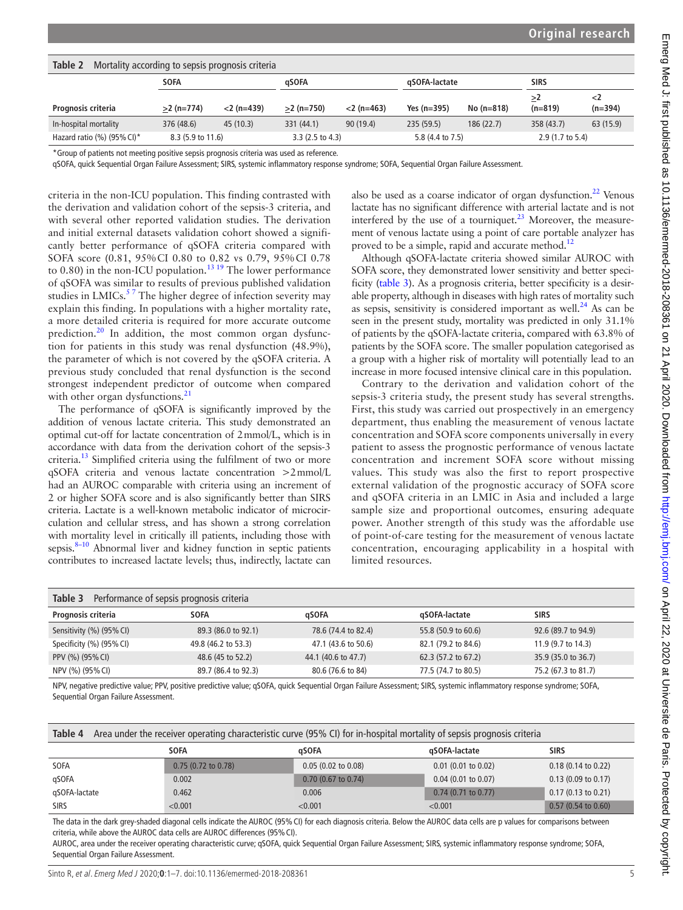**Table 2** Mortality according to sepsis prognosis criteria

| Prognosis criteria | SOFA | | qSOFA | | qSOFA-lactate | | SIRS | |
|---|---|---|---|---|---|---|---|---|
| | ≥2 (n=774) | <2 (n=439) | ≥2 (n=750) | <2 (n=463) | Yes (n=395) | No (n=818) | ≥2 (n=819) | <2 (n=394) |
| In-hospital mortality | 376 (48.6) | 45 (10.3) | 331 (44.1) | 90 (19.4) | 235 (59.5) | 186 (22.7) | 358 (43.7) | 63 (15.9) |
| Hazard ratio (%) (95% CI)* | 8.3 (5.9 to 11.6) | | 3.3 (2.5 to 4.3) | | 5.8 (4.4 to 7.5) | | 2.9 (1.7 to 5.4) | |

*Group of patients not meeting positive sepsis prognosis criteria was used as reference.

qSOFA, quick Sequential Organ Failure Assessment; SIRS, systemic inflammatory response syndrome; SOFA, Sequential Organ Failure Assessment.

criteria in the non-ICU population. This finding contrasted with the derivation and validation cohort of the sepsis-3 criteria, and with several other reported validation studies. The derivation and initial external datasets validation cohort showed a significantly better performance of qSOFA criteria compared with SOFA score (0.81, 95% CI 0.80 to 0.82 vs 0.79, 95% CI 0.78 to 0.80) in the non-ICU population.[13 19] The lower performance of qSOFA was similar to results of previous published validation studies in LMICs.[5 7] The higher degree of infection severity may explain this finding. In populations with a higher mortality rate, a more detailed criteria is required for more accurate outcome prediction.[20] In addition, the most common organ dysfunction for patients in this study was renal dysfunction (48.9%), the parameter of which is not covered by the qSOFA criteria. A previous study concluded that renal dysfunction is the second strongest independent predictor of outcome when compared with other organ dysfunctions.[21]

The performance of qSOFA is significantly improved by the addition of venous lactate criteria. This study demonstrated an optimal cut-off for lactate concentration of 2 mmol/L, which is in accordance with data from the derivation cohort of the sepsis-3 criteria.[13] Simplified criteria using the fulfilment of two or more qSOFA criteria and venous lactate concentration >2 mmol/L had an AUROC comparable with criteria using an increment of 2 or higher SOFA score and is also significantly better than SIRS criteria. Lactate is a well-known metabolic indicator of microcirculation and cellular stress, and has shown a strong correlation with mortality level in critically ill patients, including those with sepsis.[8–10] Abnormal liver and kidney function in septic patients contributes to increased lactate levels; thus, indirectly, lactate can also be used as a coarse indicator of organ dysfunction.[22] Venous lactate has no significant difference with arterial lactate and is not interfered by the use of a tourniquet.[23] Moreover, the measurement of venous lactate using a point of care portable analyzer has proved to be a simple, rapid and accurate method.[12]

Although qSOFA-lactate criteria showed similar AUROC with SOFA score, they demonstrated lower sensitivity and better specificity (table 3). As a prognosis criteria, better specificity is a desirable property, although in diseases with high rates of mortality such as sepsis, sensitivity is considered important as well.[24] As can be seen in the present study, mortality was predicted in only 31.1% of patients by the qSOFA-lactate criteria, compared with 63.8% of patients by the SOFA score. The smaller population categorised as a group with a higher risk of mortality will potentially lead to an increase in more focused intensive clinical care in this population.

Contrary to the derivation and validation cohort of the sepsis-3 criteria study, the present study has several strengths. First, this study was carried out prospectively in an emergency department, thus enabling the measurement of venous lactate concentration and SOFA score components universally in every patient to assess the prognostic performance of venous lactate concentration and increment SOFA score without missing values. This study was also the first to report prospective external validation of the prognostic accuracy of SOFA score and qSOFA criteria in an LMIC in Asia and included a large sample size and proportional outcomes, ensuring adequate power. Another strength of this study was the affordable use of point-of-care testing for the measurement of venous lactate concentration, encouraging applicability in a hospital with limited resources.

**Table 3** Performance of sepsis prognosis criteria

| Prognosis criteria | SOFA | qSOFA | qSOFA-lactate | SIRS |
|---|---|---|---|---|
| Sensitivity (%) (95% CI) | 89.3 (86.0 to 92.1) | 78.6 (74.4 to 82.4) | 55.8 (50.9 to 60.6) | 92.6 (89.7 to 94.9) |
| Specificity (%) (95% CI) | 49.8 (46.2 to 53.3) | 47.1 (43.6 to 50.6) | 82.1 (79.2 to 84.6) | 11.9 (9.7 to 14.3) |
| PPV (%) (95% CI) | 48.6 (45 to 52.2) | 44.1 (40.6 to 47.7) | 62.3 (57.2 to 67.2) | 35.9 (35.0 to 36.7) |
| NPV (%) (95% CI) | 89.7 (86.4 to 92.3) | 80.6 (76.6 to 84) | 77.5 (74.7 to 80.5) | 75.2 (67.3 to 81.7) |

NPV, negative predictive value; PPV, positive predictive value; qSOFA, quick Sequential Organ Failure Assessment; SIRS, systemic inflammatory response syndrome; SOFA, Sequential Organ Failure Assessment.

**Table 4** Area under the receiver operating characteristic curve (95% CI) for in-hospital mortality of sepsis prognosis criteria

| | SOFA | qSOFA | qSOFA-lactate | SIRS |
|---|---|---|---|---|
| SOFA | 0.75 (0.72 to 0.78) | 0.05 (0.02 to 0.08) | 0.01 (0.01 to 0.02) | 0.18 (0.14 to 0.22) |
| qSOFA | 0.002 | 0.70 (0.67 to 0.74) | 0.04 (0.01 to 0.07) | 0.13 (0.09 to 0.17) |
| qSOFA-lactate | 0.462 | 0.006 | 0.74 (0.71 to 0.77) | 0.17 (0.13 to 0.21) |
| SIRS | <0.001 | <0.001 | <0.001 | 0.57 (0.54 to 0.60) |

The data in the dark grey-shaded diagonal cells indicate the AUROC (95% CI) for each diagnosis criteria. Below the AUROC data cells are p values for comparisons between criteria, while above the AUROC data cells are AUROC differences (95% CI).

AUROC, area under the receiver operating characteristic curve; qSOFA, quick Sequential Organ Failure Assessment; SIRS, systemic inflammatory response syndrome; SOFA, Sequential Organ Failure Assessment.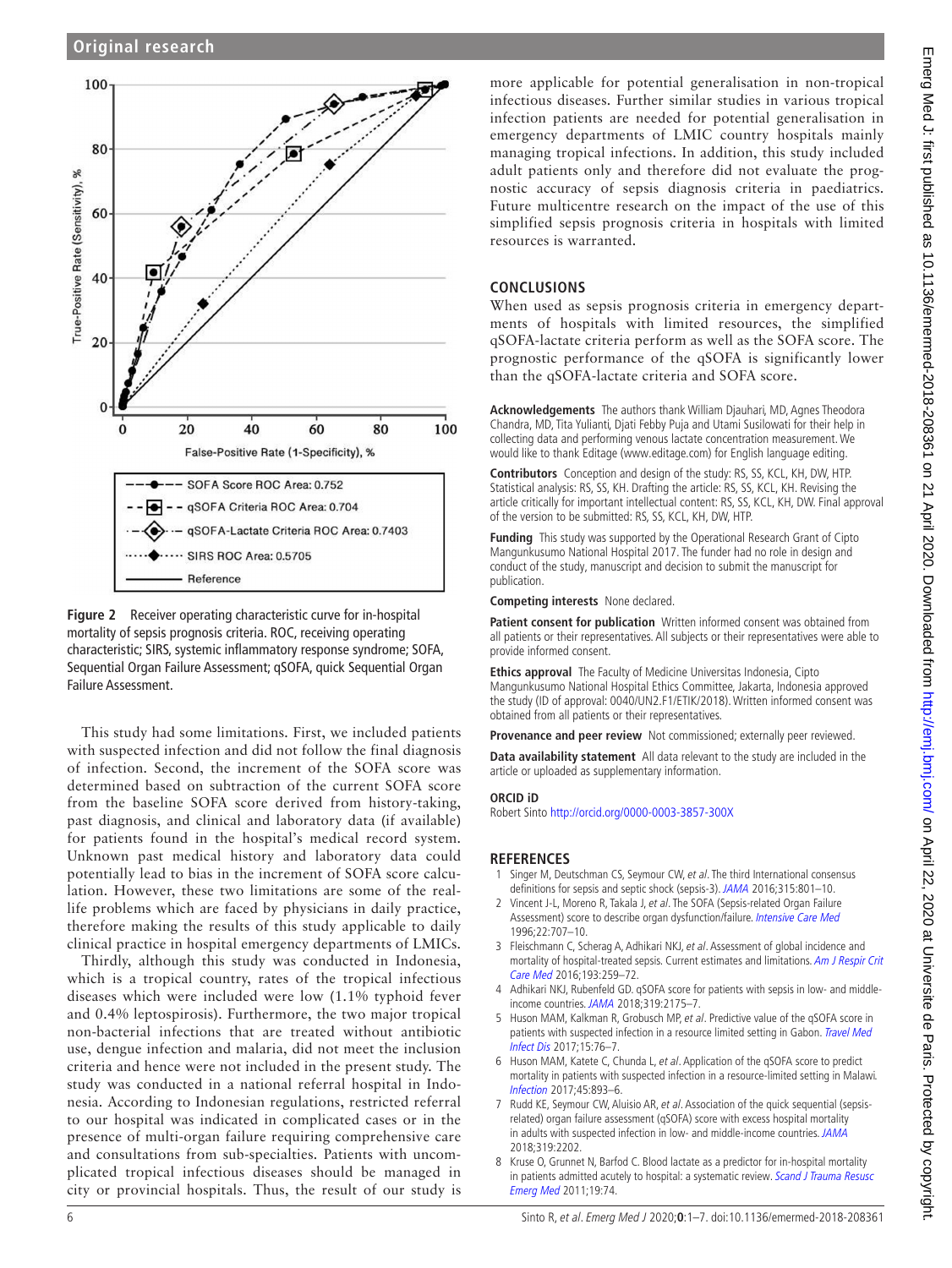100

80

60

40

20

0

True-Positive Rate (Sensitivity), %

0 20 40 60 80 100

False-Positive Rate (1-Specificity), %

SOFA Score ROC Area: 0.752

qSOFA Criteria ROC Area: 0.704

qSOFA-Lactate Criteria ROC Area: 0.7403

SIRS ROC Area: 0.5705

Reference

**Figure 2** Receiver operating characteristic curve for in-hospital mortality of sepsis prognosis criteria. ROC, receiving operating characteristic; SIRS, systemic inflammatory response syndrome; SOFA, Sequential Organ Failure Assessment; qSOFA, quick Sequential Organ Failure Assessment.

This study had some limitations. First, we included patients with suspected infection and did not follow the final diagnosis of infection. Second, the increment of the SOFA score was determined based on subtraction of the current SOFA score from the baseline SOFA score derived from history-taking, past diagnosis, and clinical and laboratory data (if available) for patients found in the hospital's medical record system. Unknown past medical history and laboratory data could potentially lead to bias in the increment of SOFA score calculation. However, these two limitations are some of the real-life problems which are faced by physicians in daily practice, therefore making the results of this study applicable to daily clinical practice in hospital emergency departments of LMICs.

Thirdly, although this study was conducted in Indonesia, which is a tropical country, rates of the tropical infectious diseases which were included were low (1.1% typhoid fever and 0.4% leptospirosis). Furthermore, the two major tropical non-bacterial infections that are treated without antibiotic use, dengue infection and malaria, did not meet the inclusion criteria and hence were not included in the present study. The study was conducted in a national referral hospital in Indonesia. According to Indonesian regulations, restricted referral to our hospital was indicated in complicated cases or in the presence of multi-organ failure requiring comprehensive care and consultations from sub-specialties. Patients with uncomplicated tropical infectious diseases should be managed in city or provincial hospitals. Thus, the result of our study is more applicable for potential generalisation in non-tropical infectious diseases. Further similar studies in various tropical infection patients are needed for potential generalisation in emergency departments of LMIC country hospitals mainly managing tropical infections. In addition, this study included adult patients only and therefore did not evaluate the prognostic accuracy of sepsis diagnosis criteria in paediatrics. Future multicentre research on the impact of the use of this simplified sepsis prognosis criteria in hospitals with limited resources is warranted.

## CONCLUSIONS

When used as sepsis prognosis criteria in emergency departments of hospitals with limited resources, the simplified qSOFA-lactate criteria perform as well as the SOFA score. The prognostic performance of the qSOFA is significantly lower than the qSOFA-lactate criteria and SOFA score.

**Acknowledgements** The authors thank William Djauhari, MD, Agnes Theodora Chandra, MD, Tita Yulianti, Djati Febby Puja and Utami Susilowati for their help in collecting data and performing venous lactate concentration measurement. We would like to thank Editage (www.editage.com) for English language editing.

**Contributors** Conception and design of the study: RS, SS, KCL, KH, DW, HTP. Statistical analysis: RS, SS, KH. Drafting the article: RS, SS, KCL, KH. Revising the article critically for important intellectual content: RS, SS, KCL, KH, DW. Final approval of the version to be submitted: RS, SS, KCL, KH, DW, HTP.

**Funding** This study was supported by the Operational Research Grant of Cipto Mangunkusumo National Hospital 2017. The funder had no role in design and conduct of the study, manuscript and decision to submit the manuscript for publication.

**Competing interests** None declared.

**Patient consent for publication** Written informed consent was obtained from all patients or their representatives. All subjects or their representatives were able to provide informed consent.

**Ethics approval** The Faculty of Medicine Universitas Indonesia, Cipto Mangunkusumo National Hospital Ethics Committee, Jakarta, Indonesia approved the study (ID of approval: 0040/UN2.F1/ETIK/2018). Written informed consent was obtained from all patients or their representatives.

**Provenance and peer review** Not commissioned; externally peer reviewed.

**Data availability statement** All data relevant to the study are included in the article or uploaded as supplementary information.

### ORCID iD

Robert Sinto http://orcid.org/0000-0003-3857-300X

## REFERENCES

1. Singer M, Deutschman CS, Seymour CW, *et al*. The third International consensus definitions for sepsis and septic shock (sepsis-3). *JAMA* 2016;315:801–10.
2. Vincent J-L, Moreno R, Takala J, *et al*. The SOFA (Sepsis-related Organ Failure Assessment) score to describe organ dysfunction/failure. *Intensive Care Med* 1996;22:707–10.
3. Fleischmann C, Scherag A, Adhikari NKJ, *et al*. Assessment of global incidence and mortality of hospital-treated sepsis. Current estimates and limitations. *Am J Respir Crit Care Med* 2016;193:259–72.
4. Adhikari NKJ, Rubenfeld GD. qSOFA score for patients with sepsis in low- and middle-income countries. *JAMA* 2018;319:2175–7.
5. Huson MAM, Kalkman R, Grobusch MP, *et al*. Predictive value of the qSOFA score in patients with suspected infection in a resource limited setting in Gabon. *Travel Med Infect Dis* 2017;15:76–7.
6. Huson MAM, Katete C, Chunda L, *et al*. Application of the qSOFA score to predict mortality in patients with suspected infection in a resource-limited setting in Malawi. *Infection* 2017;45:893–6.
7. Rudd KE, Seymour CW, Aluisio AR, *et al*. Association of the quick sequential (sepsis-related) organ failure assessment (qSOFA) score with excess hospital mortality in adults with suspected infection in low- and middle-income countries. *JAMA* 2018;319:2202.
8. Kruse O, Grunnet N, Barfod C. Blood lactate as a predictor for in-hospital mortality in patients admitted acutely to hospital: a systematic review. *Scand J Trauma Resusc Emerg Med* 2011;19:74.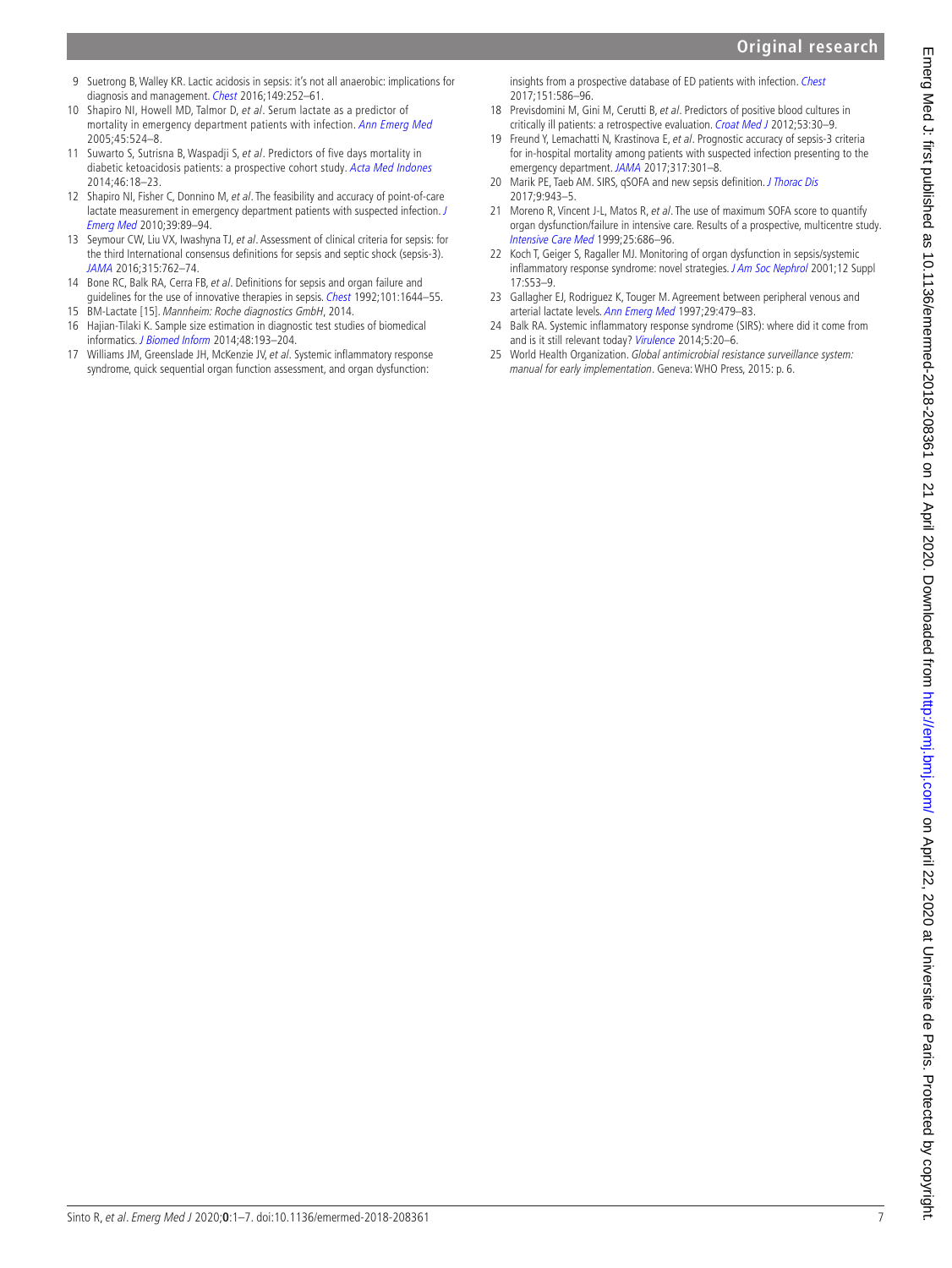9 Suetrong B, Walley KR. Lactic acidosis in sepsis: it's not all anaerobic: implications for diagnosis and management. *Chest* 2016;149:252–61.

10 Shapiro NI, Howell MD, Talmor D, *et al*. Serum lactate as a predictor of mortality in emergency department patients with infection. *Ann Emerg Med* 2005;45:524–8.

11 Suwarto S, Sutrisna B, Waspadji S, *et al*. Predictors of five days mortality in diabetic ketoacidosis patients: a prospective cohort study. *Acta Med Indones* 2014;46:18–23.

12 Shapiro NI, Fisher C, Donnino M, *et al*. The feasibility and accuracy of point-of-care lactate measurement in emergency department patients with suspected infection. *J Emerg Med* 2010;39:89–94.

13 Seymour CW, Liu VX, Iwashyna TJ, *et al*. Assessment of clinical criteria for sepsis: for the third International consensus definitions for sepsis and septic shock (sepsis-3). *JAMA* 2016;315:762–74.

14 Bone RC, Balk RA, Cerra FB, *et al*. Definitions for sepsis and organ failure and guidelines for the use of innovative therapies in sepsis. *Chest* 1992;101:1644–55.

15 BM-Lactate [15]. *Mannheim: Roche diagnostics GmbH*, 2014.

16 Hajian-Tilaki K. Sample size estimation in diagnostic test studies of biomedical informatics. *J Biomed Inform* 2014;48:193–204.

17 Williams JM, Greenslade JH, McKenzie JV, *et al*. Systemic inflammatory response syndrome, quick sequential organ function assessment, and organ dysfunction: insights from a prospective database of ED patients with infection. *Chest* 2017;151:586–96.

18 Previsdomini M, Gini M, Cerutti B, *et al*. Predictors of positive blood cultures in critically ill patients: a retrospective evaluation. *Croat Med J* 2012;53:30–9.

19 Freund Y, Lemachatti N, Krastinova E, *et al*. Prognostic accuracy of sepsis-3 criteria for in-hospital mortality among patients with suspected infection presenting to the emergency department. *JAMA* 2017;317:301–8.

20 Marik PE, Taeb AM. SIRS, qSOFA and new sepsis definition. *J Thorac Dis* 2017;9:943–5.

21 Moreno R, Vincent J-L, Matos R, *et al*. The use of maximum SOFA score to quantify organ dysfunction/failure in intensive care. Results of a prospective, multicentre study. *Intensive Care Med* 1999;25:686–96.

22 Koch T, Geiger S, Ragaller MJ. Monitoring of organ dysfunction in sepsis/systemic inflammatory response syndrome: novel strategies. *J Am Soc Nephrol* 2001;12 Suppl 17:S53–9.

23 Gallagher EJ, Rodriguez K, Touger M. Agreement between peripheral venous and arterial lactate levels. *Ann Emerg Med* 1997;29:479–83.

24 Balk RA. Systemic inflammatory response syndrome (SIRS): where did it come from and is it still relevant today? *Virulence* 2014;5:20–6.

25 World Health Organization. *Global antimicrobial resistance surveillance system: manual for early implementation*. Geneva: WHO Press, 2015: p. 6.